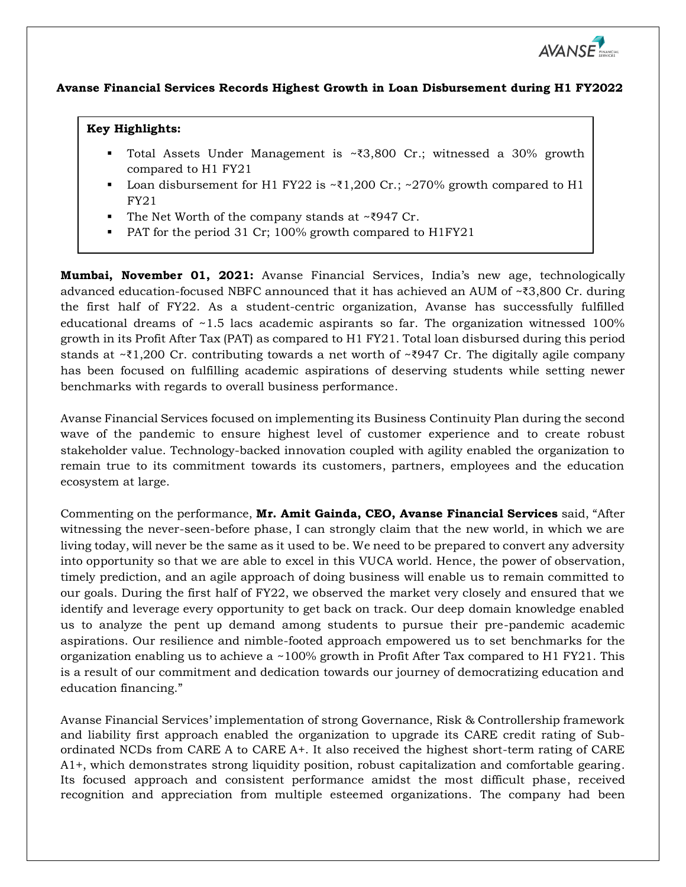# Avanse Financial Services Records Highest Growth in Loan Disbursement during H1 FY2022

**Key Highlights:**

- Total Assets Under Management is ~₹3,800 Cr.; witnessed a 30% growth compared to H1 FY21
- Loan disbursement for H1 FY22 is ~₹1,200 Cr.; ~270% growth compared to H1 FY21
- The Net Worth of the company stands at ~₹947 Cr.
- PAT for the period 31 Cr; 100% growth compared to H1FY21

**Mumbai, November 01, 2021:** Avanse Financial Services, India's new age, technologically advanced education-focused NBFC announced that it has achieved an AUM of ~₹3,800 Cr. during the first half of FY22. As a student-centric organization, Avanse has successfully fulfilled educational dreams of ~1.5 lacs academic aspirants so far. The organization witnessed 100% growth in its Profit After Tax (PAT) as compared to H1 FY21. Total loan disbursed during this period stands at ~₹1,200 Cr. contributing towards a net worth of ~₹947 Cr. The digitally agile company has been focused on fulfilling academic aspirations of deserving students while setting newer benchmarks with regards to overall business performance.

Avanse Financial Services focused on implementing its Business Continuity Plan during the second wave of the pandemic to ensure highest level of customer experience and to create robust stakeholder value. Technology-backed innovation coupled with agility enabled the organization to remain true to its commitment towards its customers, partners, employees and the education ecosystem at large.

Commenting on the performance, **Mr. Amit Gainda, CEO, Avanse Financial Services** said, "After witnessing the never-seen-before phase, I can strongly claim that the new world, in which we are living today, will never be the same as it used to be. We need to be prepared to convert any adversity into opportunity so that we are able to excel in this VUCA world. Hence, the power of observation, timely prediction, and an agile approach of doing business will enable us to remain committed to our goals. During the first half of FY22, we observed the market very closely and ensured that we identify and leverage every opportunity to get back on track. Our deep domain knowledge enabled us to analyze the pent up demand among students to pursue their pre-pandemic academic aspirations. Our resilience and nimble-footed approach empowered us to set benchmarks for the organization enabling us to achieve a ~100% growth in Profit After Tax compared to H1 FY21. This is a result of our commitment and dedication towards our journey of democratizing education and education financing."

Avanse Financial Services' implementation of strong Governance, Risk & Controllership framework and liability first approach enabled the organization to upgrade its CARE credit rating of Sub-ordinated NCDs from CARE A to CARE A+. It also received the highest short-term rating of CARE A1+, which demonstrates strong liquidity position, robust capitalization and comfortable gearing. Its focused approach and consistent performance amidst the most difficult phase, received recognition and appreciation from multiple esteemed organizations. The company had been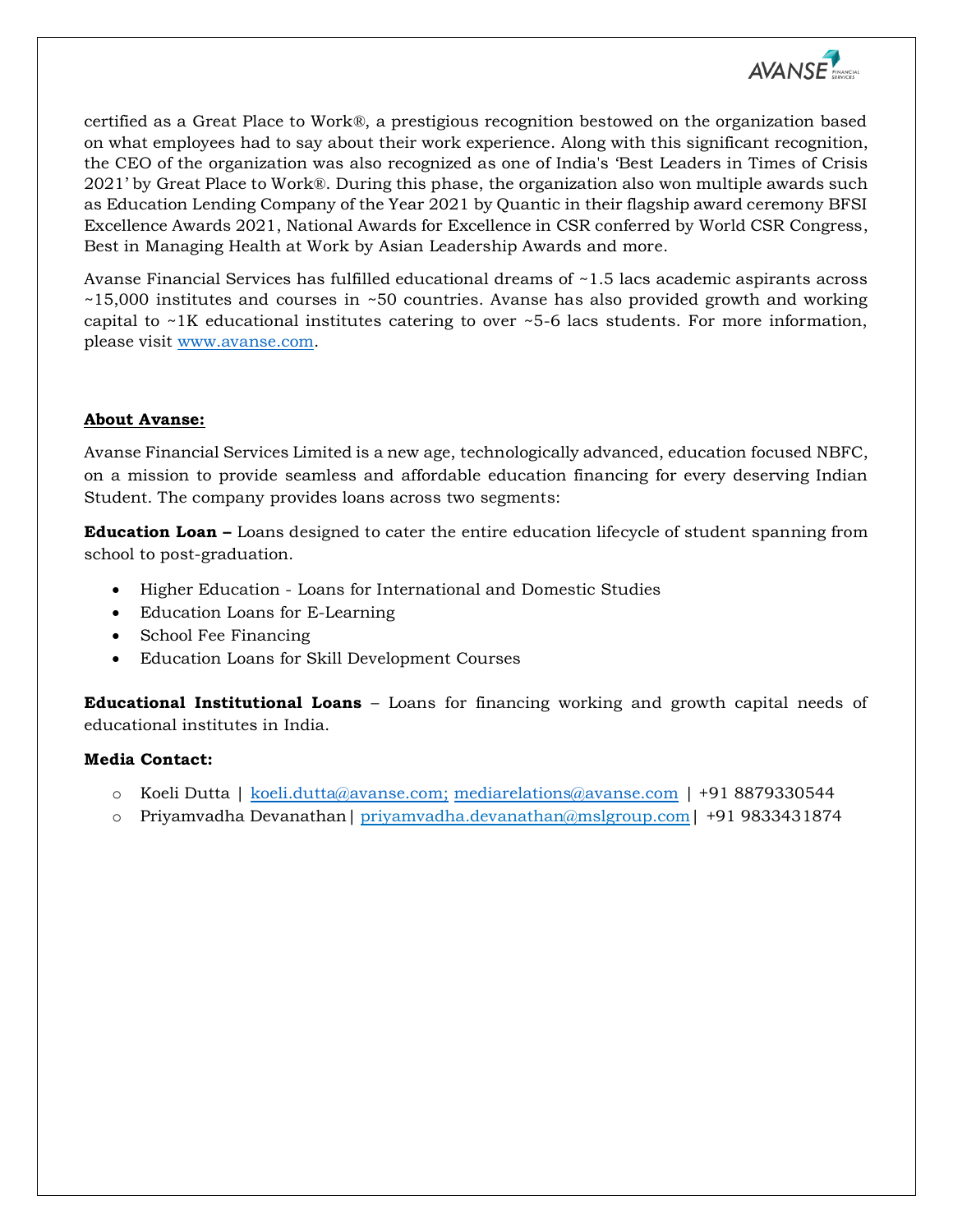certified as a Great Place to Work®, a prestigious recognition bestowed on the organization based on what employees had to say about their work experience. Along with this significant recognition, the CEO of the organization was also recognized as one of India's 'Best Leaders in Times of Crisis 2021' by Great Place to Work®. During this phase, the organization also won multiple awards such as Education Lending Company of the Year 2021 by Quantic in their flagship award ceremony BFSI Excellence Awards 2021, National Awards for Excellence in CSR conferred by World CSR Congress, Best in Managing Health at Work by Asian Leadership Awards and more.

Avanse Financial Services has fulfilled educational dreams of ~1.5 lacs academic aspirants across ~15,000 institutes and courses in ~50 countries. Avanse has also provided growth and working capital to ~1K educational institutes catering to over ~5-6 lacs students. For more information, please visit [www.avanse.com](http://www.avanse.com).

**About Avanse:**

Avanse Financial Services Limited is a new age, technologically advanced, education focused NBFC, on a mission to provide seamless and affordable education financing for every deserving Indian Student. The company provides loans across two segments:

**Education Loan –** Loans designed to cater the entire education lifecycle of student spanning from school to post-graduation.

- Higher Education - Loans for International and Domestic Studies
- Education Loans for E-Learning
- School Fee Financing
- Education Loans for Skill Development Courses

**Educational Institutional Loans** – Loans for financing working and growth capital needs of educational institutes in India.

**Media Contact:**

- Koeli Dutta | koeli.dutta@avanse.com; mediarelations@avanse.com | +91 8879330544
- Priyamvadha Devanathan| priyamvadha.devanathan@mslgroup.com| +91 9833431874